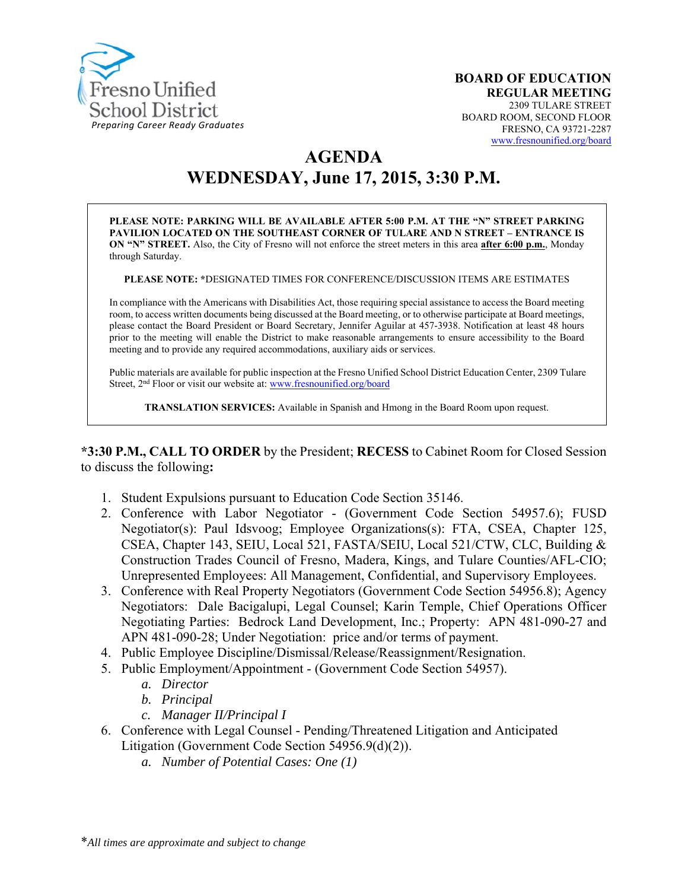Fresno Unified School District
*Preparing Career Ready Graduates*

**BOARD OF EDUCATION**
**REGULAR MEETING**
2309 TULARE STREET
BOARD ROOM, SECOND FLOOR
FRESNO, CA 93721-2287
www.fresnounified.org/board

# AGENDA
# WEDNESDAY, June 17, 2015, 3:30 P.M.

**PLEASE NOTE: PARKING WILL BE AVAILABLE AFTER 5:00 P.M. AT THE "N" STREET PARKING PAVILION LOCATED ON THE SOUTHEAST CORNER OF TULARE AND N STREET – ENTRANCE IS ON "N" STREET.** Also, the City of Fresno will not enforce the street meters in this area **after 6:00 p.m.**, Monday through Saturday.

**PLEASE NOTE:** *DESIGNATED TIMES FOR CONFERENCE/DISCUSSION ITEMS ARE ESTIMATES

In compliance with the Americans with Disabilities Act, those requiring special assistance to access the Board meeting room, to access written documents being discussed at the Board meeting, or to otherwise participate at Board meetings, please contact the Board President or Board Secretary, Jennifer Aguilar at 457-3938. Notification at least 48 hours prior to the meeting will enable the District to make reasonable arrangements to ensure accessibility to the Board meeting and to provide any required accommodations, auxiliary aids or services.

Public materials are available for public inspection at the Fresno Unified School District Education Center, 2309 Tulare Street, 2nd Floor or visit our website at: www.fresnounified.org/board

**TRANSLATION SERVICES:** Available in Spanish and Hmong in the Board Room upon request.

**\*3:30 P.M., CALL TO ORDER** by the President; **RECESS** to Cabinet Room for Closed Session to discuss the following**:**

1. Student Expulsions pursuant to Education Code Section 35146.
2. Conference with Labor Negotiator - (Government Code Section 54957.6); FUSD Negotiator(s): Paul Idsvoog; Employee Organizations(s): FTA, CSEA, Chapter 125, CSEA, Chapter 143, SEIU, Local 521, FASTA/SEIU, Local 521/CTW, CLC, Building & Construction Trades Council of Fresno, Madera, Kings, and Tulare Counties/AFL-CIO; Unrepresented Employees: All Management, Confidential, and Supervisory Employees.
3. Conference with Real Property Negotiators (Government Code Section 54956.8); Agency Negotiators: Dale Bacigalupi, Legal Counsel; Karin Temple, Chief Operations Officer Negotiating Parties: Bedrock Land Development, Inc.; Property: APN 481-090-27 and APN 481-090-28; Under Negotiation: price and/or terms of payment.
4. Public Employee Discipline/Dismissal/Release/Reassignment/Resignation.
5. Public Employment/Appointment - (Government Code Section 54957).
   a. *Director*
   b. *Principal*
   c. *Manager II/Principal I*
6. Conference with Legal Counsel - Pending/Threatened Litigation and Anticipated Litigation (Government Code Section 54956.9(d)(2)).
   a. *Number of Potential Cases: One (1)*

\**All times are approximate and subject to change*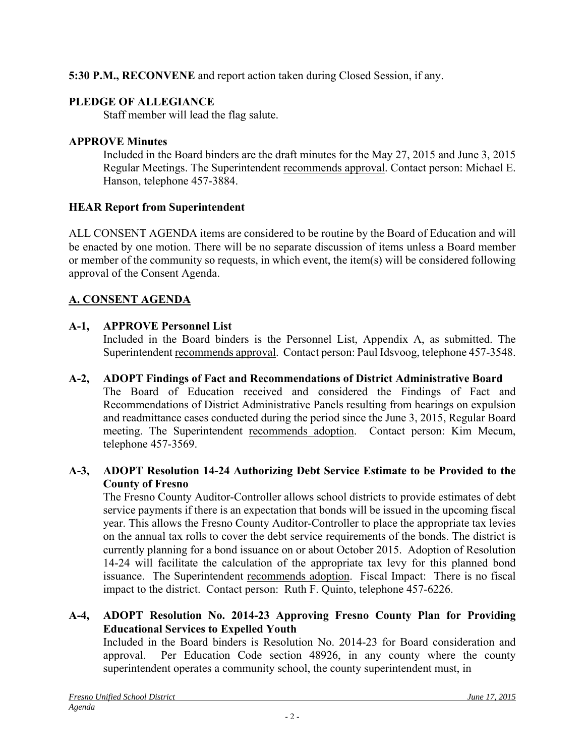**5:30 P.M., RECONVENE** and report action taken during Closed Session, if any.

**PLEDGE OF ALLEGIANCE**

Staff member will lead the flag salute.

**APPROVE Minutes**

Included in the Board binders are the draft minutes for the May 27, 2015 and June 3, 2015 Regular Meetings. The Superintendent recommends approval. Contact person: Michael E. Hanson, telephone 457-3884.

**HEAR Report from Superintendent**

ALL CONSENT AGENDA items are considered to be routine by the Board of Education and will be enacted by one motion. There will be no separate discussion of items unless a Board member or member of the community so requests, in which event, the item(s) will be considered following approval of the Consent Agenda.

## A. CONSENT AGENDA

**A-1, APPROVE Personnel List**

Included in the Board binders is the Personnel List, Appendix A, as submitted. The Superintendent recommends approval. Contact person: Paul Idsvoog, telephone 457-3548.

**A-2, ADOPT Findings of Fact and Recommendations of District Administrative Board**

The Board of Education received and considered the Findings of Fact and Recommendations of District Administrative Panels resulting from hearings on expulsion and readmittance cases conducted during the period since the June 3, 2015, Regular Board meeting. The Superintendent recommends adoption. Contact person: Kim Mecum, telephone 457-3569.

**A-3, ADOPT Resolution 14-24 Authorizing Debt Service Estimate to be Provided to the County of Fresno**

The Fresno County Auditor-Controller allows school districts to provide estimates of debt service payments if there is an expectation that bonds will be issued in the upcoming fiscal year. This allows the Fresno County Auditor-Controller to place the appropriate tax levies on the annual tax rolls to cover the debt service requirements of the bonds. The district is currently planning for a bond issuance on or about October 2015. Adoption of Resolution 14-24 will facilitate the calculation of the appropriate tax levy for this planned bond issuance. The Superintendent recommends adoption. Fiscal Impact: There is no fiscal impact to the district. Contact person: Ruth F. Quinto, telephone 457-6226.

**A-4, ADOPT Resolution No. 2014-23 Approving Fresno County Plan for Providing Educational Services to Expelled Youth**

Included in the Board binders is Resolution No. 2014-23 for Board consideration and approval. Per Education Code section 48926, in any county where the county superintendent operates a community school, the county superintendent must, in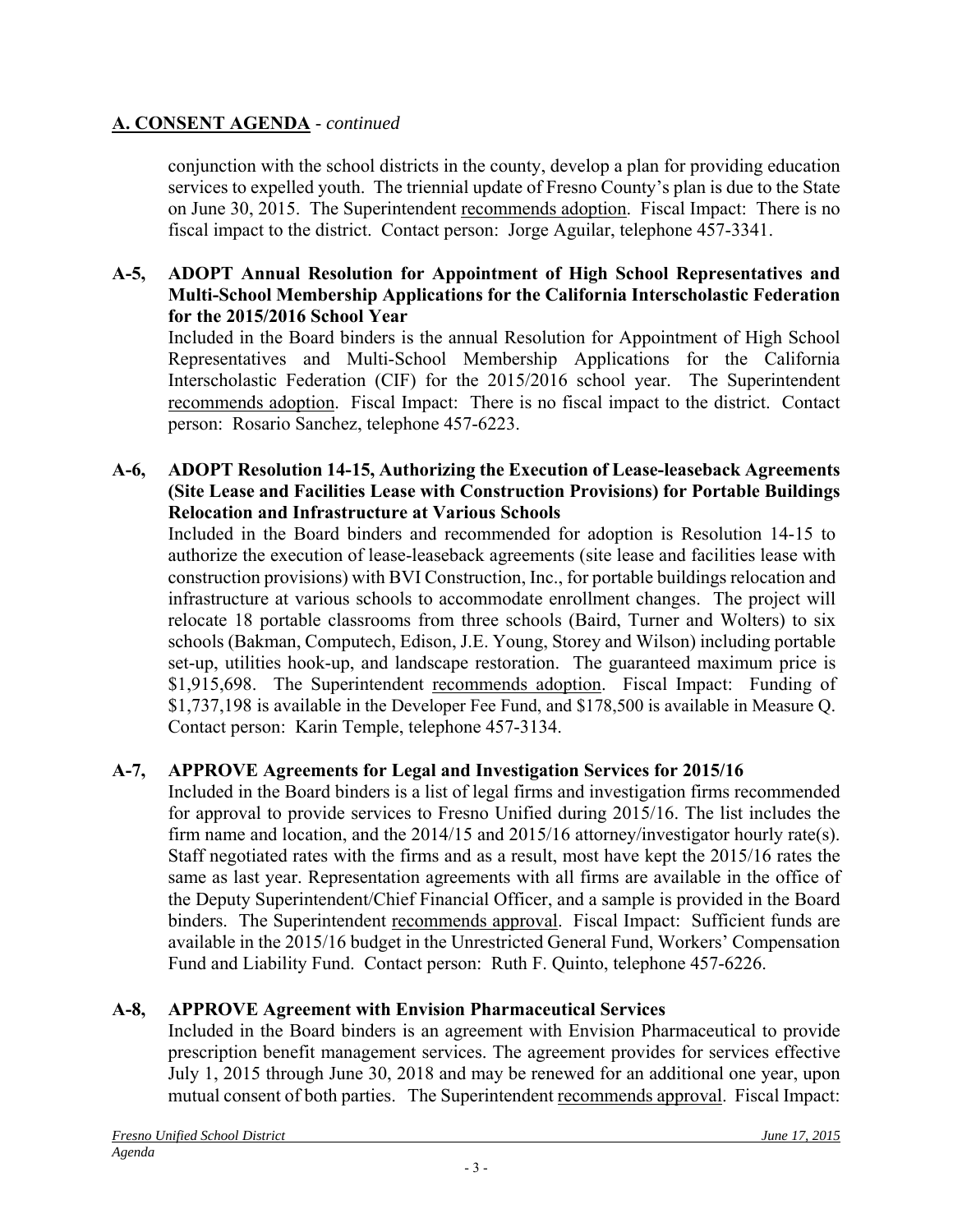## A. CONSENT AGENDA - *continued*

conjunction with the school districts in the county, develop a plan for providing education services to expelled youth. The triennial update of Fresno County's plan is due to the State on June 30, 2015. The Superintendent recommends adoption. Fiscal Impact: There is no fiscal impact to the district. Contact person: Jorge Aguilar, telephone 457-3341.

**A-5, ADOPT Annual Resolution for Appointment of High School Representatives and Multi-School Membership Applications for the California Interscholastic Federation for the 2015/2016 School Year**

Included in the Board binders is the annual Resolution for Appointment of High School Representatives and Multi-School Membership Applications for the California Interscholastic Federation (CIF) for the 2015/2016 school year. The Superintendent recommends adoption. Fiscal Impact: There is no fiscal impact to the district. Contact person: Rosario Sanchez, telephone 457-6223.

**A-6, ADOPT Resolution 14-15, Authorizing the Execution of Lease-leaseback Agreements (Site Lease and Facilities Lease with Construction Provisions) for Portable Buildings Relocation and Infrastructure at Various Schools**

Included in the Board binders and recommended for adoption is Resolution 14-15 to authorize the execution of lease-leaseback agreements (site lease and facilities lease with construction provisions) with BVI Construction, Inc., for portable buildings relocation and infrastructure at various schools to accommodate enrollment changes. The project will relocate 18 portable classrooms from three schools (Baird, Turner and Wolters) to six schools (Bakman, Computech, Edison, J.E. Young, Storey and Wilson) including portable set-up, utilities hook-up, and landscape restoration. The guaranteed maximum price is $1,915,698. The Superintendent recommends adoption. Fiscal Impact: Funding of $1,737,198 is available in the Developer Fee Fund, and $178,500 is available in Measure Q. Contact person: Karin Temple, telephone 457-3134.

**A-7, APPROVE Agreements for Legal and Investigation Services for 2015/16**

Included in the Board binders is a list of legal firms and investigation firms recommended for approval to provide services to Fresno Unified during 2015/16. The list includes the firm name and location, and the 2014/15 and 2015/16 attorney/investigator hourly rate(s). Staff negotiated rates with the firms and as a result, most have kept the 2015/16 rates the same as last year. Representation agreements with all firms are available in the office of the Deputy Superintendent/Chief Financial Officer, and a sample is provided in the Board binders. The Superintendent recommends approval. Fiscal Impact: Sufficient funds are available in the 2015/16 budget in the Unrestricted General Fund, Workers' Compensation Fund and Liability Fund. Contact person: Ruth F. Quinto, telephone 457-6226.

**A-8, APPROVE Agreement with Envision Pharmaceutical Services**

Included in the Board binders is an agreement with Envision Pharmaceutical to provide prescription benefit management services. The agreement provides for services effective July 1, 2015 through June 30, 2018 and may be renewed for an additional one year, upon mutual consent of both parties. The Superintendent recommends approval. Fiscal Impact: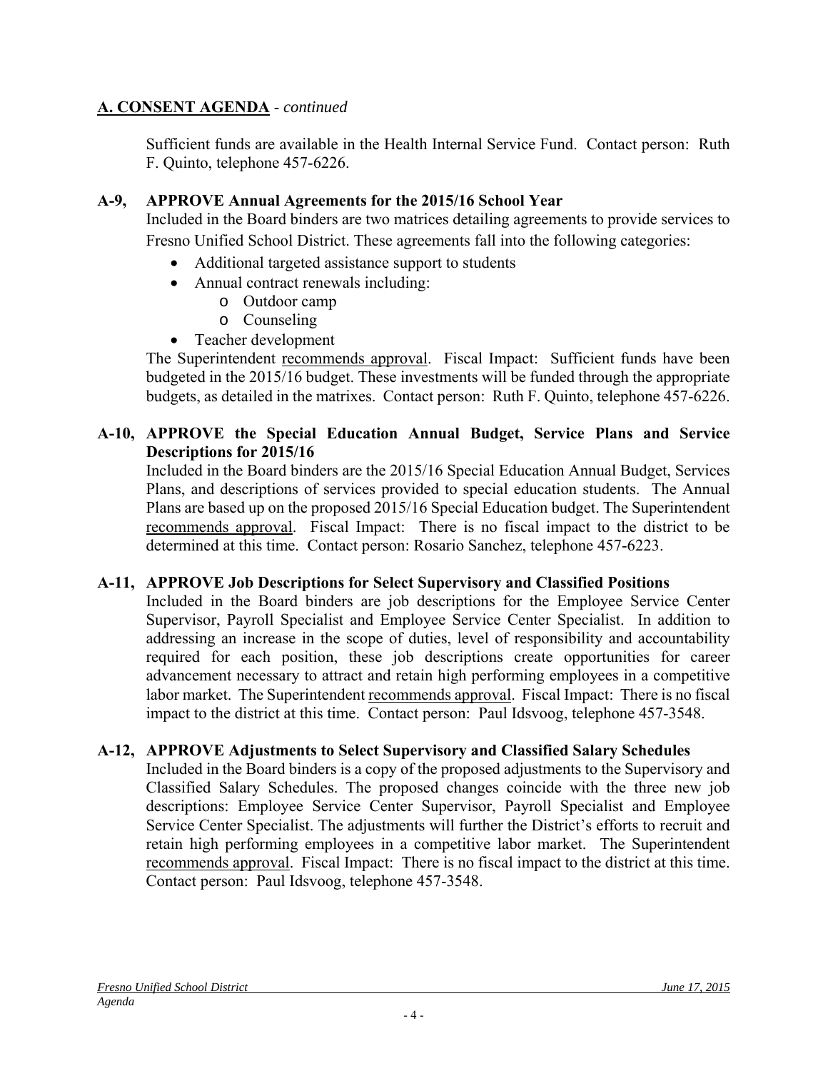## A. CONSENT AGENDA - *continued*

Sufficient funds are available in the Health Internal Service Fund. Contact person: Ruth F. Quinto, telephone 457-6226.

**A-9, APPROVE Annual Agreements for the 2015/16 School Year**

Included in the Board binders are two matrices detailing agreements to provide services to Fresno Unified School District. These agreements fall into the following categories:

- Additional targeted assistance support to students
- Annual contract renewals including:
  - Outdoor camp
  - Counseling
- Teacher development

The Superintendent recommends approval. Fiscal Impact: Sufficient funds have been budgeted in the 2015/16 budget. These investments will be funded through the appropriate budgets, as detailed in the matrixes. Contact person: Ruth F. Quinto, telephone 457-6226.

**A-10, APPROVE the Special Education Annual Budget, Service Plans and Service Descriptions for 2015/16**

Included in the Board binders are the 2015/16 Special Education Annual Budget, Services Plans, and descriptions of services provided to special education students. The Annual Plans are based up on the proposed 2015/16 Special Education budget. The Superintendent recommends approval. Fiscal Impact: There is no fiscal impact to the district to be determined at this time. Contact person: Rosario Sanchez, telephone 457-6223.

**A-11, APPROVE Job Descriptions for Select Supervisory and Classified Positions**

Included in the Board binders are job descriptions for the Employee Service Center Supervisor, Payroll Specialist and Employee Service Center Specialist. In addition to addressing an increase in the scope of duties, level of responsibility and accountability required for each position, these job descriptions create opportunities for career advancement necessary to attract and retain high performing employees in a competitive labor market. The Superintendent recommends approval. Fiscal Impact: There is no fiscal impact to the district at this time. Contact person: Paul Idsvoog, telephone 457-3548.

**A-12, APPROVE Adjustments to Select Supervisory and Classified Salary Schedules**

Included in the Board binders is a copy of the proposed adjustments to the Supervisory and Classified Salary Schedules. The proposed changes coincide with the three new job descriptions: Employee Service Center Supervisor, Payroll Specialist and Employee Service Center Specialist. The adjustments will further the District's efforts to recruit and retain high performing employees in a competitive labor market. The Superintendent recommends approval. Fiscal Impact: There is no fiscal impact to the district at this time. Contact person: Paul Idsvoog, telephone 457-3548.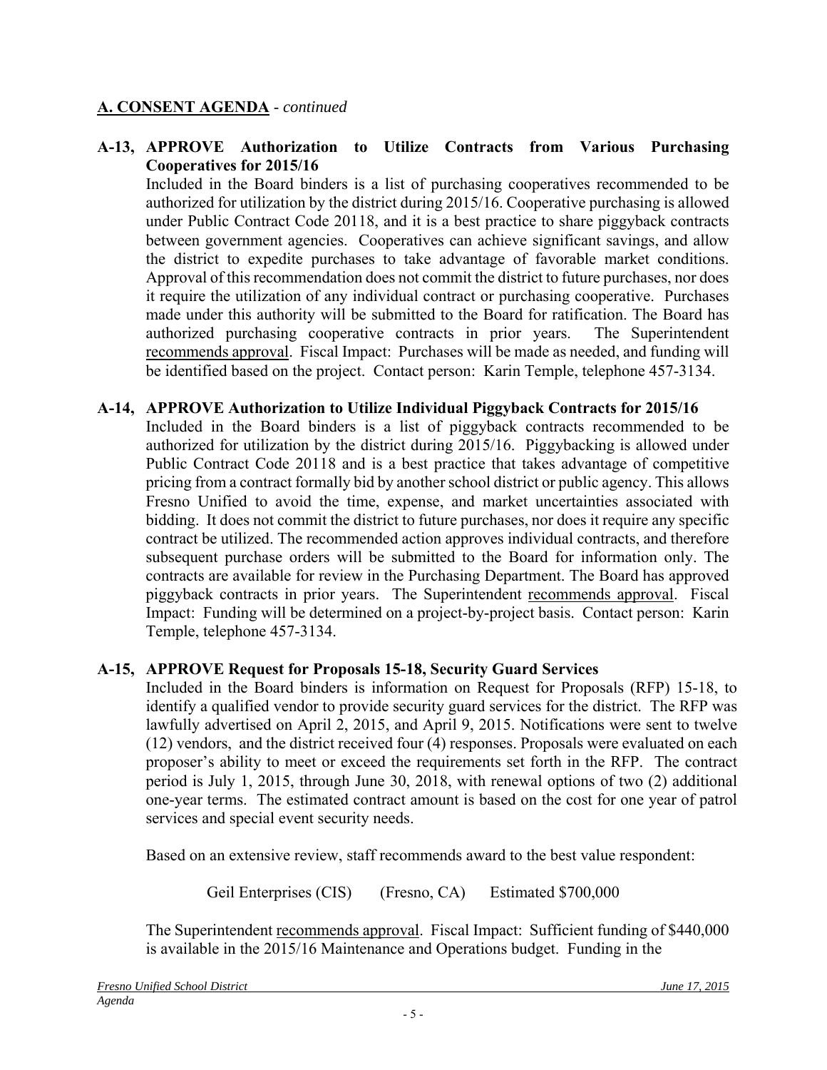## A. CONSENT AGENDA - *continued*

**A-13, APPROVE Authorization to Utilize Contracts from Various Purchasing Cooperatives for 2015/16**

Included in the Board binders is a list of purchasing cooperatives recommended to be authorized for utilization by the district during 2015/16. Cooperative purchasing is allowed under Public Contract Code 20118, and it is a best practice to share piggyback contracts between government agencies. Cooperatives can achieve significant savings, and allow the district to expedite purchases to take advantage of favorable market conditions. Approval of this recommendation does not commit the district to future purchases, nor does it require the utilization of any individual contract or purchasing cooperative. Purchases made under this authority will be submitted to the Board for ratification. The Board has authorized purchasing cooperative contracts in prior years. The Superintendent recommends approval. Fiscal Impact: Purchases will be made as needed, and funding will be identified based on the project. Contact person: Karin Temple, telephone 457-3134.

**A-14, APPROVE Authorization to Utilize Individual Piggyback Contracts for 2015/16**

Included in the Board binders is a list of piggyback contracts recommended to be authorized for utilization by the district during 2015/16. Piggybacking is allowed under Public Contract Code 20118 and is a best practice that takes advantage of competitive pricing from a contract formally bid by another school district or public agency. This allows Fresno Unified to avoid the time, expense, and market uncertainties associated with bidding. It does not commit the district to future purchases, nor does it require any specific contract be utilized. The recommended action approves individual contracts, and therefore subsequent purchase orders will be submitted to the Board for information only. The contracts are available for review in the Purchasing Department. The Board has approved piggyback contracts in prior years. The Superintendent recommends approval. Fiscal Impact: Funding will be determined on a project-by-project basis. Contact person: Karin Temple, telephone 457-3134.

**A-15, APPROVE Request for Proposals 15-18, Security Guard Services**

Included in the Board binders is information on Request for Proposals (RFP) 15-18, to identify a qualified vendor to provide security guard services for the district. The RFP was lawfully advertised on April 2, 2015, and April 9, 2015. Notifications were sent to twelve (12) vendors, and the district received four (4) responses. Proposals were evaluated on each proposer's ability to meet or exceed the requirements set forth in the RFP. The contract period is July 1, 2015, through June 30, 2018, with renewal options of two (2) additional one-year terms. The estimated contract amount is based on the cost for one year of patrol services and special event security needs.

Based on an extensive review, staff recommends award to the best value respondent:

Geil Enterprises (CIS) (Fresno, CA) Estimated $700,000

The Superintendent recommends approval. Fiscal Impact: Sufficient funding of $440,000 is available in the 2015/16 Maintenance and Operations budget. Funding in the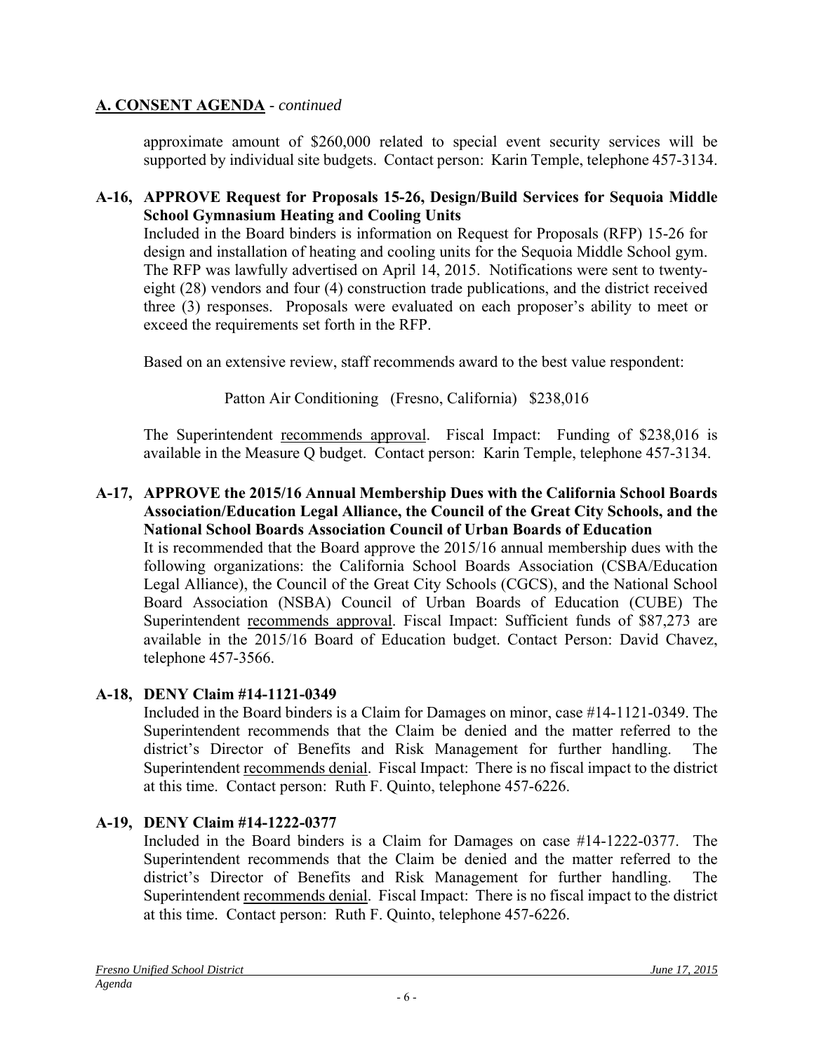## A. CONSENT AGENDA - *continued*

approximate amount of $260,000 related to special event security services will be supported by individual site budgets. Contact person: Karin Temple, telephone 457-3134.

**A-16, APPROVE Request for Proposals 15-26, Design/Build Services for Sequoia Middle School Gymnasium Heating and Cooling Units**

Included in the Board binders is information on Request for Proposals (RFP) 15-26 for design and installation of heating and cooling units for the Sequoia Middle School gym. The RFP was lawfully advertised on April 14, 2015. Notifications were sent to twenty-eight (28) vendors and four (4) construction trade publications, and the district received three (3) responses. Proposals were evaluated on each proposer's ability to meet or exceed the requirements set forth in the RFP.

Based on an extensive review, staff recommends award to the best value respondent:

Patton Air Conditioning (Fresno, California) $238,016

The Superintendent recommends approval. Fiscal Impact: Funding of $238,016 is available in the Measure Q budget. Contact person: Karin Temple, telephone 457-3134.

**A-17, APPROVE the 2015/16 Annual Membership Dues with the California School Boards Association/Education Legal Alliance, the Council of the Great City Schools, and the National School Boards Association Council of Urban Boards of Education**

It is recommended that the Board approve the 2015/16 annual membership dues with the following organizations: the California School Boards Association (CSBA/Education Legal Alliance), the Council of the Great City Schools (CGCS), and the National School Board Association (NSBA) Council of Urban Boards of Education (CUBE) The Superintendent recommends approval. Fiscal Impact: Sufficient funds of $87,273 are available in the 2015/16 Board of Education budget. Contact Person: David Chavez, telephone 457-3566.

**A-18, DENY Claim #14-1121-0349**

Included in the Board binders is a Claim for Damages on minor, case #14-1121-0349. The Superintendent recommends that the Claim be denied and the matter referred to the district's Director of Benefits and Risk Management for further handling. The Superintendent recommends denial. Fiscal Impact: There is no fiscal impact to the district at this time. Contact person: Ruth F. Quinto, telephone 457-6226.

**A-19, DENY Claim #14-1222-0377**

Included in the Board binders is a Claim for Damages on case #14-1222-0377. The Superintendent recommends that the Claim be denied and the matter referred to the district's Director of Benefits and Risk Management for further handling. The Superintendent recommends denial. Fiscal Impact: There is no fiscal impact to the district at this time. Contact person: Ruth F. Quinto, telephone 457-6226.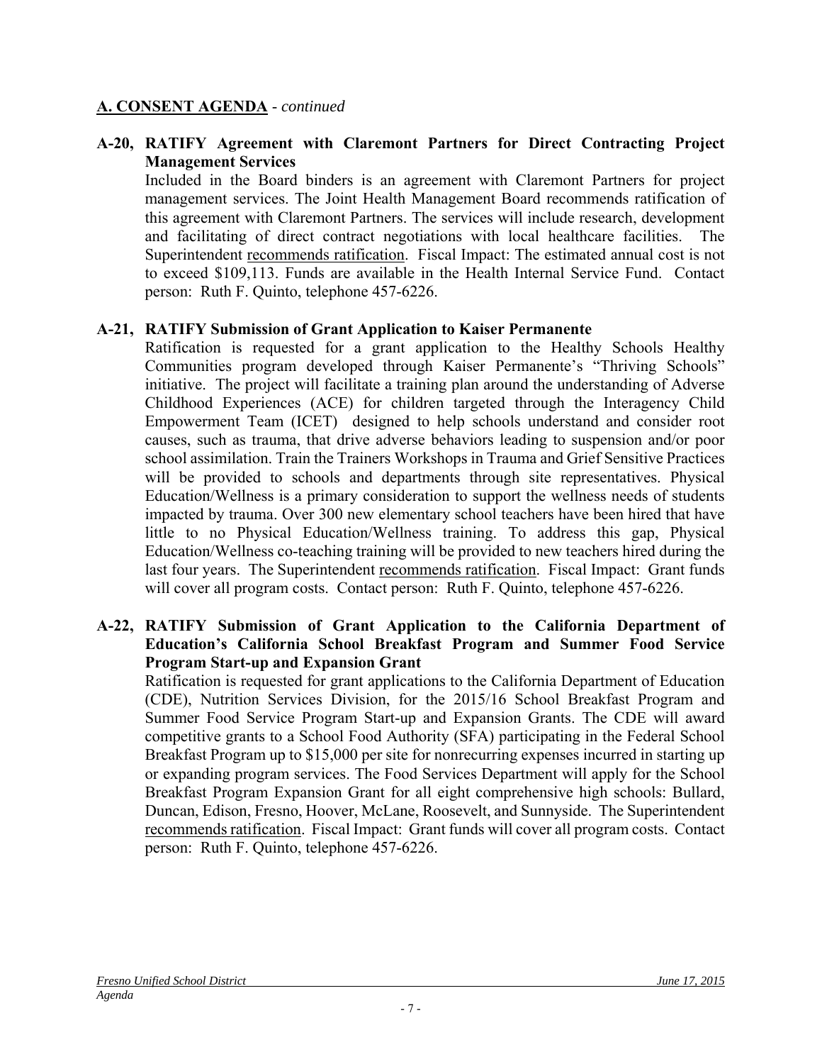## A. CONSENT AGENDA - *continued*

**A-20, RATIFY Agreement with Claremont Partners for Direct Contracting Project Management Services**

Included in the Board binders is an agreement with Claremont Partners for project management services. The Joint Health Management Board recommends ratification of this agreement with Claremont Partners. The services will include research, development and facilitating of direct contract negotiations with local healthcare facilities. The Superintendent recommends ratification. Fiscal Impact: The estimated annual cost is not to exceed $109,113. Funds are available in the Health Internal Service Fund. Contact person: Ruth F. Quinto, telephone 457-6226.

**A-21, RATIFY Submission of Grant Application to Kaiser Permanente**

Ratification is requested for a grant application to the Healthy Schools Healthy Communities program developed through Kaiser Permanente's "Thriving Schools" initiative. The project will facilitate a training plan around the understanding of Adverse Childhood Experiences (ACE) for children targeted through the Interagency Child Empowerment Team (ICET) designed to help schools understand and consider root causes, such as trauma, that drive adverse behaviors leading to suspension and/or poor school assimilation. Train the Trainers Workshops in Trauma and Grief Sensitive Practices will be provided to schools and departments through site representatives. Physical Education/Wellness is a primary consideration to support the wellness needs of students impacted by trauma. Over 300 new elementary school teachers have been hired that have little to no Physical Education/Wellness training. To address this gap, Physical Education/Wellness co-teaching training will be provided to new teachers hired during the last four years. The Superintendent recommends ratification. Fiscal Impact: Grant funds will cover all program costs. Contact person: Ruth F. Quinto, telephone 457-6226.

**A-22, RATIFY Submission of Grant Application to the California Department of Education's California School Breakfast Program and Summer Food Service Program Start-up and Expansion Grant**

Ratification is requested for grant applications to the California Department of Education (CDE), Nutrition Services Division, for the 2015/16 School Breakfast Program and Summer Food Service Program Start-up and Expansion Grants. The CDE will award competitive grants to a School Food Authority (SFA) participating in the Federal School Breakfast Program up to $15,000 per site for nonrecurring expenses incurred in starting up or expanding program services. The Food Services Department will apply for the School Breakfast Program Expansion Grant for all eight comprehensive high schools: Bullard, Duncan, Edison, Fresno, Hoover, McLane, Roosevelt, and Sunnyside. The Superintendent recommends ratification. Fiscal Impact: Grant funds will cover all program costs. Contact person: Ruth F. Quinto, telephone 457-6226.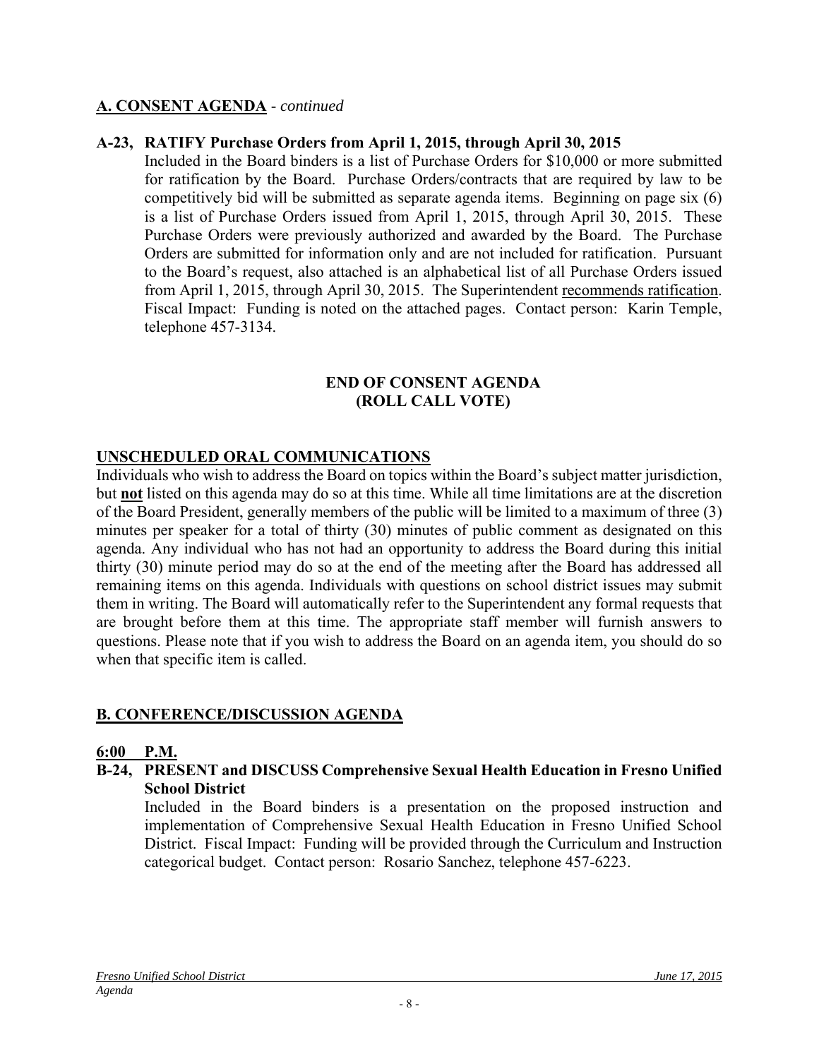## A. CONSENT AGENDA - *continued*

### A-23, RATIFY Purchase Orders from April 1, 2015, through April 30, 2015

Included in the Board binders is a list of Purchase Orders for $10,000 or more submitted for ratification by the Board. Purchase Orders/contracts that are required by law to be competitively bid will be submitted as separate agenda items. Beginning on page six (6) is a list of Purchase Orders issued from April 1, 2015, through April 30, 2015. These Purchase Orders were previously authorized and awarded by the Board. The Purchase Orders are submitted for information only and are not included for ratification. Pursuant to the Board's request, also attached is an alphabetical list of all Purchase Orders issued from April 1, 2015, through April 30, 2015. The Superintendent recommends ratification. Fiscal Impact: Funding is noted on the attached pages. Contact person: Karin Temple, telephone 457-3134.

**END OF CONSENT AGENDA**
**(ROLL CALL VOTE)**

## UNSCHEDULED ORAL COMMUNICATIONS

Individuals who wish to address the Board on topics within the Board's subject matter jurisdiction, but **not** listed on this agenda may do so at this time. While all time limitations are at the discretion of the Board President, generally members of the public will be limited to a maximum of three (3) minutes per speaker for a total of thirty (30) minutes of public comment as designated on this agenda. Any individual who has not had an opportunity to address the Board during this initial thirty (30) minute period may do so at the end of the meeting after the Board has addressed all remaining items on this agenda. Individuals with questions on school district issues may submit them in writing. The Board will automatically refer to the Superintendent any formal requests that are brought before them at this time. The appropriate staff member will furnish answers to questions. Please note that if you wish to address the Board on an agenda item, you should do so when that specific item is called.

## B. CONFERENCE/DISCUSSION AGENDA

**6:00 P.M.**

### B-24, PRESENT and DISCUSS Comprehensive Sexual Health Education in Fresno Unified School District

Included in the Board binders is a presentation on the proposed instruction and implementation of Comprehensive Sexual Health Education in Fresno Unified School District. Fiscal Impact: Funding will be provided through the Curriculum and Instruction categorical budget. Contact person: Rosario Sanchez, telephone 457-6223.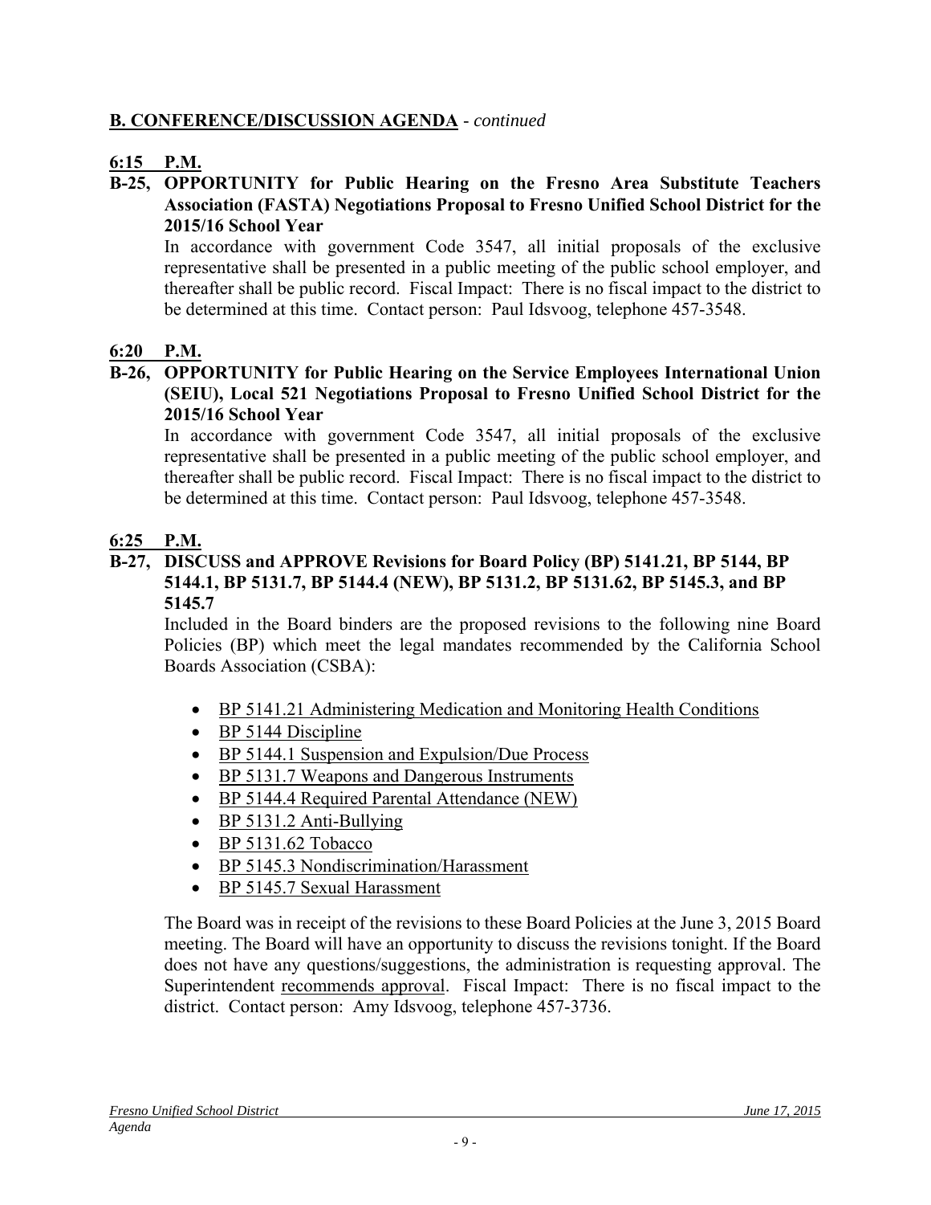## B. CONFERENCE/DISCUSSION AGENDA - *continued*

**6:15 P.M.**

**B-25, OPPORTUNITY for Public Hearing on the Fresno Area Substitute Teachers Association (FASTA) Negotiations Proposal to Fresno Unified School District for the 2015/16 School Year**

In accordance with government Code 3547, all initial proposals of the exclusive representative shall be presented in a public meeting of the public school employer, and thereafter shall be public record. Fiscal Impact: There is no fiscal impact to the district to be determined at this time. Contact person: Paul Idsvoog, telephone 457-3548.

**6:20 P.M.**

**B-26, OPPORTUNITY for Public Hearing on the Service Employees International Union (SEIU), Local 521 Negotiations Proposal to Fresno Unified School District for the 2015/16 School Year**

In accordance with government Code 3547, all initial proposals of the exclusive representative shall be presented in a public meeting of the public school employer, and thereafter shall be public record. Fiscal Impact: There is no fiscal impact to the district to be determined at this time. Contact person: Paul Idsvoog, telephone 457-3548.

**6:25 P.M.**

**B-27, DISCUSS and APPROVE Revisions for Board Policy (BP) 5141.21, BP 5144, BP 5144.1, BP 5131.7, BP 5144.4 (NEW), BP 5131.2, BP 5131.62, BP 5145.3, and BP 5145.7**

Included in the Board binders are the proposed revisions to the following nine Board Policies (BP) which meet the legal mandates recommended by the California School Boards Association (CSBA):

- BP 5141.21 Administering Medication and Monitoring Health Conditions
- BP 5144 Discipline
- BP 5144.1 Suspension and Expulsion/Due Process
- BP 5131.7 Weapons and Dangerous Instruments
- BP 5144.4 Required Parental Attendance (NEW)
- BP 5131.2 Anti-Bullying
- BP 5131.62 Tobacco
- BP 5145.3 Nondiscrimination/Harassment
- BP 5145.7 Sexual Harassment

The Board was in receipt of the revisions to these Board Policies at the June 3, 2015 Board meeting. The Board will have an opportunity to discuss the revisions tonight. If the Board does not have any questions/suggestions, the administration is requesting approval. The Superintendent recommends approval. Fiscal Impact: There is no fiscal impact to the district. Contact person: Amy Idsvoog, telephone 457-3736.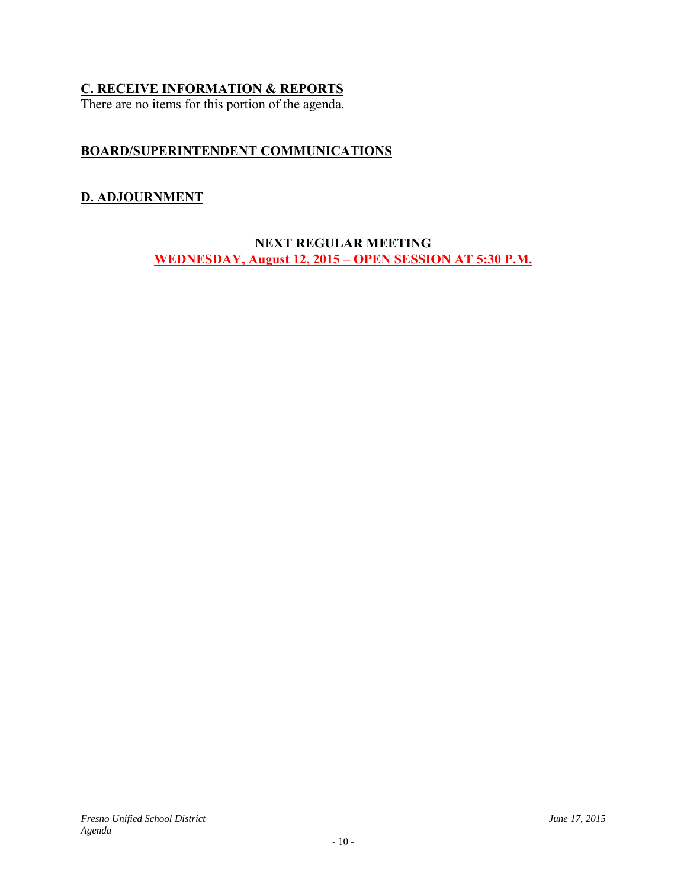## C. RECEIVE INFORMATION & REPORTS

There are no items for this portion of the agenda.

## BOARD/SUPERINTENDENT COMMUNICATIONS

## D. ADJOURNMENT

**NEXT REGULAR MEETING**

**WEDNESDAY, August 12, 2015 – OPEN SESSION AT 5:30 P.M.**